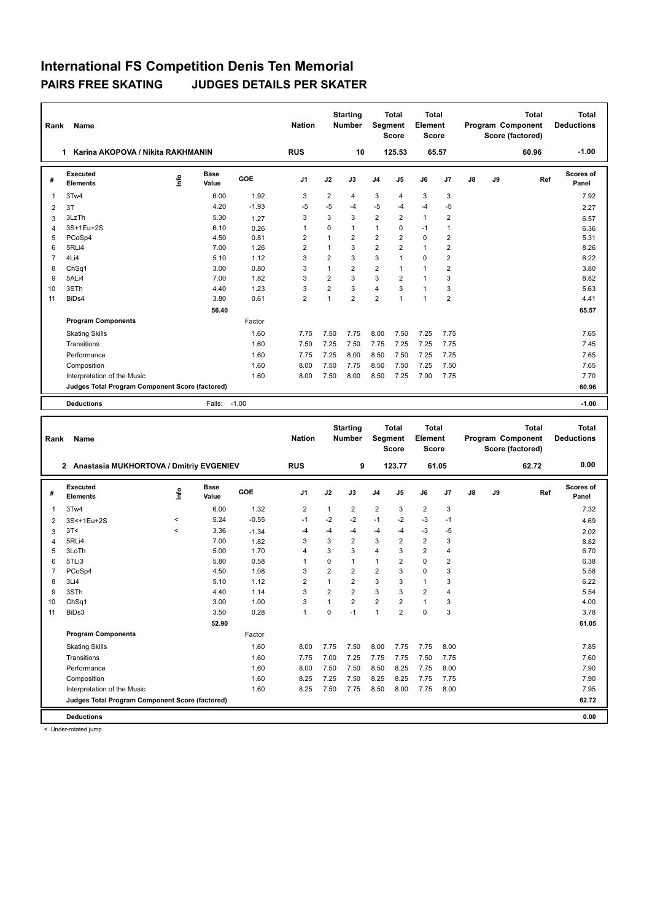# International FS Competition Denis Ten Memorial

## PAIRS FREE SKATING JUDGES DETAILS PER SKATER

| Rank | Name | Nation | Starting Number | Total Segment Score | Total Element Score | Total Program Component Score (factored) | Total Deductions |
|---|---|---|---|---|---|---|---|
| 1 | Karina AKOPOVA / Nikita RAKHMANIN | RUS | 10 | 125.53 | 65.57 | 60.96 | -1.00 |

| # | Executed Elements | Info | Base Value | GOE | J1 | J2 | J3 | J4 | J5 | J6 | J7 | J8 | J9 | Ref | Scores of Panel |
|---|---|---|---|---|---|---|---|---|---|---|---|---|---|---|---|
| 1 | 3Tw4 | | 6.00 | 1.92 | 3 | 2 | 4 | 3 | 4 | 3 | 3 | | | | 7.92 |
| 2 | 3T | | 4.20 | -1.93 | -5 | -5 | -4 | -5 | -4 | -4 | -5 | | | | 2.27 |
| 3 | 3LzTh | | 5.30 | 1.27 | 3 | 3 | 3 | 2 | 2 | 1 | 2 | | | | 6.57 |
| 4 | 3S+1Eu+2S | | 6.10 | 0.26 | 1 | 0 | 1 | 1 | 0 | -1 | 1 | | | | 6.36 |
| 5 | PCoSp4 | | 4.50 | 0.81 | 2 | 1 | 2 | 2 | 2 | 0 | 2 | | | | 5.31 |
| 6 | 5RLi4 | | 7.00 | 1.26 | 2 | 1 | 3 | 2 | 2 | 1 | 2 | | | | 8.26 |
| 7 | 4Li4 | | 5.10 | 1.12 | 3 | 2 | 3 | 3 | 1 | 0 | 2 | | | | 6.22 |
| 8 | ChSq1 | | 3.00 | 0.80 | 3 | 1 | 2 | 2 | 1 | 1 | 2 | | | | 3.80 |
| 9 | 5ALi4 | | 7.00 | 1.82 | 3 | 2 | 3 | 3 | 2 | 1 | 3 | | | | 8.82 |
| 10 | 3STh | | 4.40 | 1.23 | 3 | 2 | 3 | 4 | 3 | 1 | 3 | | | | 5.63 |
| 11 | BiDs4 | | 3.80 | 0.61 | 2 | 1 | 2 | 2 | 1 | 1 | 2 | | | | 4.41 |
| | | | 56.40 | | | | | | | | | | | | 65.57 |
| | **Program Components** | | | Factor | | | | | | | | | | | |
| | Skating Skills | | | 1.60 | 7.75 | 7.50 | 7.75 | 8.00 | 7.50 | 7.25 | 7.75 | | | | 7.65 |
| | Transitions | | | 1.60 | 7.50 | 7.25 | 7.50 | 7.75 | 7.25 | 7.25 | 7.75 | | | | 7.45 |
| | Performance | | | 1.60 | 7.75 | 7.25 | 8.00 | 8.50 | 7.50 | 7.25 | 7.75 | | | | 7.65 |
| | Composition | | | 1.60 | 8.00 | 7.50 | 7.75 | 8.50 | 7.50 | 7.25 | 7.50 | | | | 7.65 |
| | Interpretation of the Music | | | 1.60 | 8.00 | 7.50 | 8.00 | 8.50 | 7.25 | 7.00 | 7.75 | | | | 7.70 |
| | **Judges Total Program Component Score (factored)** | | | | | | | | | | | | | | 60.96 |
| | **Deductions** | | Falls: | -1.00 | | | | | | | | | | | -1.00 |

| Rank | Name | Nation | Starting Number | Total Segment Score | Total Element Score | Total Program Component Score (factored) | Total Deductions |
|---|---|---|---|---|---|---|---|
| 2 | Anastasia MUKHORTOVA / Dmitriy EVGENIEV | RUS | 9 | 123.77 | 61.05 | 62.72 | 0.00 |

| # | Executed Elements | Info | Base Value | GOE | J1 | J2 | J3 | J4 | J5 | J6 | J7 | J8 | J9 | Ref | Scores of Panel |
|---|---|---|---|---|---|---|---|---|---|---|---|---|---|---|---|
| 1 | 3Tw4 | | 6.00 | 1.32 | 2 | 1 | 2 | 2 | 3 | 2 | 3 | | | | 7.32 |
| 2 | 3S<+1Eu+2S | < | 5.24 | -0.55 | -1 | -2 | -2 | -1 | -2 | -3 | -1 | | | | 4.69 |
| 3 | 3T< | < | 3.36 | -1.34 | -4 | -4 | -4 | -4 | -4 | -3 | -5 | | | | 2.02 |
| 4 | 5RLi4 | | 7.00 | 1.82 | 3 | 3 | 2 | 3 | 2 | 2 | 3 | | | | 8.82 |
| 5 | 3LoTh | | 5.00 | 1.70 | 4 | 3 | 3 | 4 | 3 | 2 | 4 | | | | 6.70 |
| 6 | 5TLi3 | | 5.80 | 0.58 | 1 | 0 | 1 | 1 | 2 | 0 | 2 | | | | 6.38 |
| 7 | PCoSp4 | | 4.50 | 1.08 | 3 | 2 | 2 | 2 | 3 | 0 | 3 | | | | 5.58 |
| 8 | 3Li4 | | 5.10 | 1.12 | 2 | 1 | 2 | 3 | 3 | 1 | 3 | | | | 6.22 |
| 9 | 3STh | | 4.40 | 1.14 | 3 | 2 | 2 | 3 | 3 | 2 | 4 | | | | 5.54 |
| 10 | ChSq1 | | 3.00 | 1.00 | 3 | 1 | 2 | 2 | 2 | 1 | 3 | | | | 4.00 |
| 11 | BiDs3 | | 3.50 | 0.28 | 1 | 0 | -1 | 1 | 2 | 0 | 3 | | | | 3.78 |
| | | | 52.90 | | | | | | | | | | | | 61.05 |
| | **Program Components** | | | Factor | | | | | | | | | | | |
| | Skating Skills | | | 1.60 | 8.00 | 7.75 | 7.50 | 8.00 | 7.75 | 7.75 | 8.00 | | | | 7.85 |
| | Transitions | | | 1.60 | 7.75 | 7.00 | 7.25 | 7.75 | 7.75 | 7.50 | 7.75 | | | | 7.60 |
| | Performance | | | 1.60 | 8.00 | 7.50 | 7.50 | 8.50 | 8.25 | 7.75 | 8.00 | | | | 7.90 |
| | Composition | | | 1.60 | 8.25 | 7.25 | 7.50 | 8.25 | 8.25 | 7.75 | 7.75 | | | | 7.90 |
| | Interpretation of the Music | | | 1.60 | 8.25 | 7.50 | 7.75 | 8.50 | 8.00 | 7.75 | 8.00 | | | | 7.95 |
| | **Judges Total Program Component Score (factored)** | | | | | | | | | | | | | | 62.72 |
| | **Deductions** | | | | | | | | | | | | | | 0.00 |

< Under-rotated jump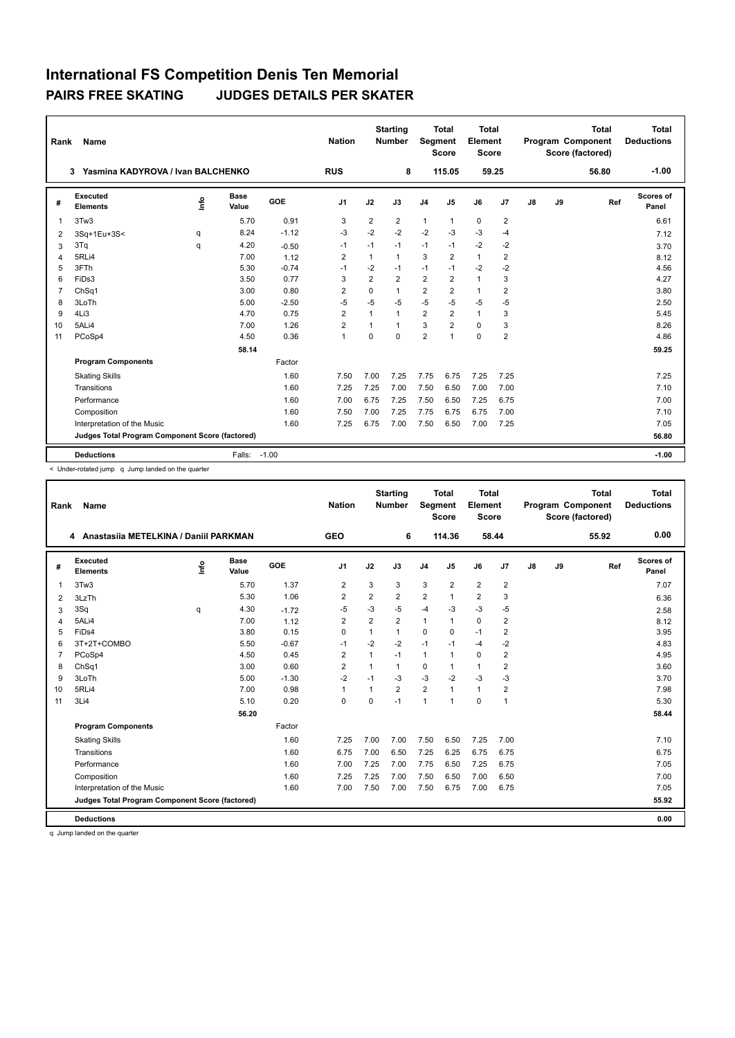# International FS Competition Denis Ten Memorial

## PAIRS FREE SKATING JUDGES DETAILS PER SKATER

| Rank | Name | Nation | Starting Number | Total Segment Score | Total Element Score | Total Program Component Score (factored) | Total Deductions |
|---|---|---|---|---|---|---|---|
| 3 | Yasmina KADYROVA / Ivan BALCHENKO | RUS | 8 | 115.05 | 59.25 | 56.80 | -1.00 |

| # | Executed Elements | Info | Base Value | GOE | J1 | J2 | J3 | J4 | J5 | J6 | J7 | J8 | J9 | Ref | Scores of Panel |
|---|---|---|---|---|---|---|---|---|---|---|---|---|---|---|---|
| 1 | 3Tw3 | | 5.70 | 0.91 | 3 | 2 | 2 | 1 | 1 | 0 | 2 | | | | 6.61 |
| 2 | 3Sq+1Eu+3S< | q | 8.24 | -1.12 | -3 | -2 | -2 | -2 | -3 | -3 | -4 | | | | 7.12 |
| 3 | 3Tq | q | 4.20 | -0.50 | -1 | -1 | -1 | -1 | -1 | -2 | -2 | | | | 3.70 |
| 4 | 5RLi4 | | 7.00 | 1.12 | 2 | 1 | 1 | 3 | 2 | 1 | 2 | | | | 8.12 |
| 5 | 3FTh | | 5.30 | -0.74 | -1 | -2 | -1 | -1 | -1 | -2 | -2 | | | | 4.56 |
| 6 | FiDs3 | | 3.50 | 0.77 | 3 | 2 | 2 | 2 | 2 | 1 | 3 | | | | 4.27 |
| 7 | ChSq1 | | 3.00 | 0.80 | 2 | 0 | 1 | 2 | 2 | 1 | 2 | | | | 3.80 |
| 8 | 3LoTh | | 5.00 | -2.50 | -5 | -5 | -5 | -5 | -5 | -5 | -5 | | | | 2.50 |
| 9 | 4Li3 | | 4.70 | 0.75 | 2 | 1 | 1 | 2 | 2 | 1 | 3 | | | | 5.45 |
| 10 | 5ALi4 | | 7.00 | 1.26 | 2 | 1 | 1 | 3 | 2 | 0 | 3 | | | | 8.26 |
| 11 | PCoSp4 | | 4.50 | 0.36 | 1 | 0 | 0 | 2 | 1 | 0 | 2 | | | | 4.86 |
| | | | 58.14 | | | | | | | | | | | | 59.25 |
| | **Program Components** | | | Factor | | | | | | | | | | | |
| | Skating Skills | | | 1.60 | 7.50 | 7.00 | 7.25 | 7.75 | 6.75 | 7.25 | 7.25 | | | | 7.25 |
| | Transitions | | | 1.60 | 7.25 | 7.25 | 7.00 | 7.50 | 6.50 | 7.00 | 7.00 | | | | 7.10 |
| | Performance | | | 1.60 | 7.00 | 6.75 | 7.25 | 7.50 | 6.50 | 7.25 | 6.75 | | | | 7.00 |
| | Composition | | | 1.60 | 7.50 | 7.00 | 7.25 | 7.75 | 6.75 | 6.75 | 7.00 | | | | 7.10 |
| | Interpretation of the Music | | | 1.60 | 7.25 | 6.75 | 7.00 | 7.50 | 6.50 | 7.00 | 7.25 | | | | 7.05 |
| | **Judges Total Program Component Score (factored)** | | | | | | | | | | | | | | 56.80 |
| | **Deductions** | | Falls: | -1.00 | | | | | | | | | | | -1.00 |

< Under-rotated jump q Jump landed on the quarter

| Rank | Name | Nation | Starting Number | Total Segment Score | Total Element Score | Total Program Component Score (factored) | Total Deductions |
|---|---|---|---|---|---|---|---|
| 4 | Anastasiia METELKINA / Daniil PARKMAN | GEO | 6 | 114.36 | 58.44 | 55.92 | 0.00 |

| # | Executed Elements | Info | Base Value | GOE | J1 | J2 | J3 | J4 | J5 | J6 | J7 | J8 | J9 | Ref | Scores of Panel |
|---|---|---|---|---|---|---|---|---|---|---|---|---|---|---|---|
| 1 | 3Tw3 | | 5.70 | 1.37 | 2 | 3 | 3 | 3 | 2 | 2 | 2 | | | | 7.07 |
| 2 | 3LzTh | | 5.30 | 1.06 | 2 | 2 | 2 | 2 | 1 | 2 | 3 | | | | 6.36 |
| 3 | 3Sq | q | 4.30 | -1.72 | -5 | -3 | -5 | -4 | -3 | -3 | -5 | | | | 2.58 |
| 4 | 5ALi4 | | 7.00 | 1.12 | 2 | 2 | 2 | 1 | 1 | 0 | 2 | | | | 8.12 |
| 5 | FiDs4 | | 3.80 | 0.15 | 0 | 1 | 1 | 0 | 0 | -1 | 2 | | | | 3.95 |
| 6 | 3T+2T+COMBO | | 5.50 | -0.67 | -1 | -2 | -2 | -1 | -1 | -4 | -2 | | | | 4.83 |
| 7 | PCoSp4 | | 4.50 | 0.45 | 2 | 1 | -1 | 1 | 1 | 0 | 2 | | | | 4.95 |
| 8 | ChSq1 | | 3.00 | 0.60 | 2 | 1 | 1 | 0 | 1 | 1 | 2 | | | | 3.60 |
| 9 | 3LoTh | | 5.00 | -1.30 | -2 | -1 | -3 | -3 | -2 | -3 | -3 | | | | 3.70 |
| 10 | 5RLi4 | | 7.00 | 0.98 | 1 | 1 | 2 | 2 | 1 | 1 | 2 | | | | 7.98 |
| 11 | 3Li4 | | 5.10 | 0.20 | 0 | 0 | -1 | 1 | 1 | 0 | 1 | | | | 5.30 |
| | | | 56.20 | | | | | | | | | | | | 58.44 |
| | **Program Components** | | | Factor | | | | | | | | | | | |
| | Skating Skills | | | 1.60 | 7.25 | 7.00 | 7.00 | 7.50 | 6.50 | 7.25 | 7.00 | | | | 7.10 |
| | Transitions | | | 1.60 | 6.75 | 7.00 | 6.50 | 7.25 | 6.25 | 6.75 | 6.75 | | | | 6.75 |
| | Performance | | | 1.60 | 7.00 | 7.25 | 7.00 | 7.75 | 6.50 | 7.25 | 6.75 | | | | 7.05 |
| | Composition | | | 1.60 | 7.25 | 7.25 | 7.00 | 7.50 | 6.50 | 7.00 | 6.50 | | | | 7.00 |
| | Interpretation of the Music | | | 1.60 | 7.00 | 7.50 | 7.00 | 7.50 | 6.75 | 7.00 | 6.75 | | | | 7.05 |
| | **Judges Total Program Component Score (factored)** | | | | | | | | | | | | | | 55.92 |
| | **Deductions** | | | | | | | | | | | | | | 0.00 |

q Jump landed on the quarter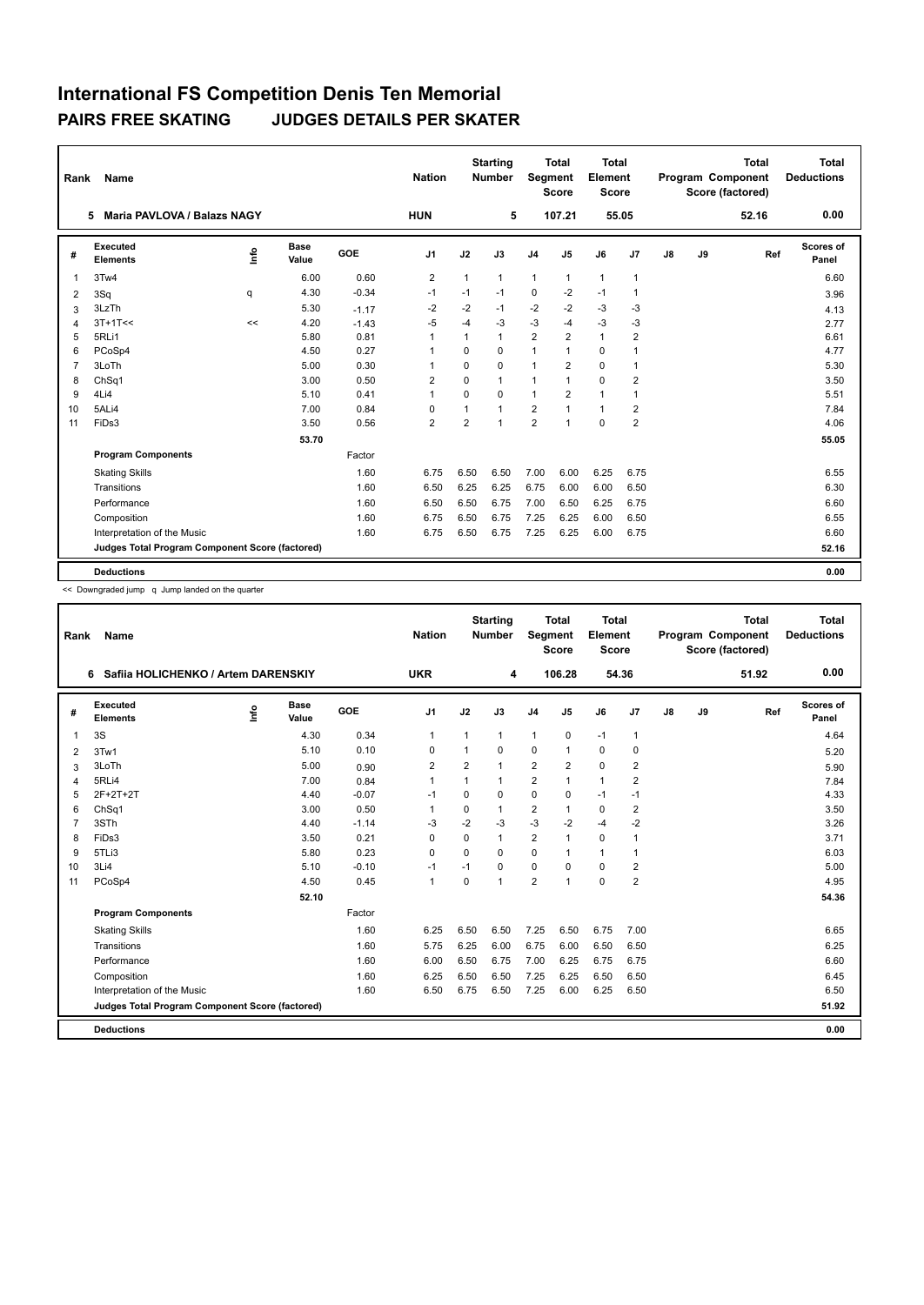# International FS Competition Denis Ten Memorial

## PAIRS FREE SKATING JUDGES DETAILS PER SKATER

| Rank | Name | Nation | Starting Number | Total Segment Score | Total Element Score | Total Program Component Score (factored) | Total Deductions |
|---|---|---|---|---|---|---|---|
| 5 | Maria PAVLOVA / Balazs NAGY | HUN | 5 | 107.21 | 55.05 | 52.16 | 0.00 |

| # | Executed Elements | Info | Base Value | GOE | J1 | J2 | J3 | J4 | J5 | J6 | J7 | J8 | J9 | Ref | Scores of Panel |
|---|---|---|---|---|---|---|---|---|---|---|---|---|---|---|---|
| 1 | 3Tw4 | | 6.00 | 0.60 | 2 | 1 | 1 | 1 | 1 | 1 | 1 | | | | 6.60 |
| 2 | 3Sq | q | 4.30 | -0.34 | -1 | -1 | -1 | 0 | -2 | -1 | 1 | | | | 3.96 |
| 3 | 3LzTh | | 5.30 | -1.17 | -2 | -2 | -1 | -2 | -2 | -3 | -3 | | | | 4.13 |
| 4 | 3T+1T<< | << | 4.20 | -1.43 | -5 | -4 | -3 | -3 | -4 | -3 | -3 | | | | 2.77 |
| 5 | 5RLi1 | | 5.80 | 0.81 | 1 | 1 | 1 | 2 | 2 | 1 | 2 | | | | 6.61 |
| 6 | PCoSp4 | | 4.50 | 0.27 | 1 | 0 | 0 | 1 | 1 | 0 | 1 | | | | 4.77 |
| 7 | 3LoTh | | 5.00 | 0.30 | 1 | 0 | 0 | 1 | 2 | 0 | 1 | | | | 5.30 |
| 8 | ChSq1 | | 3.00 | 0.50 | 2 | 0 | 1 | 1 | 1 | 0 | 2 | | | | 3.50 |
| 9 | 4Li4 | | 5.10 | 0.41 | 1 | 0 | 0 | 1 | 2 | 1 | 1 | | | | 5.51 |
| 10 | 5ALi4 | | 7.00 | 0.84 | 0 | 1 | 1 | 2 | 1 | 1 | 2 | | | | 7.84 |
| 11 | FiDs3 | | 3.50 | 0.56 | 2 | 2 | 1 | 2 | 1 | 0 | 2 | | | | 4.06 |
| | | | 53.70 | | | | | | | | | | | | 55.05 |
| | **Program Components** | | | Factor | | | | | | | | | | | |
| | Skating Skills | | | 1.60 | 6.75 | 6.50 | 6.50 | 7.00 | 6.00 | 6.25 | 6.75 | | | | 6.55 |
| | Transitions | | | 1.60 | 6.50 | 6.25 | 6.25 | 6.75 | 6.00 | 6.00 | 6.50 | | | | 6.30 |
| | Performance | | | 1.60 | 6.50 | 6.50 | 6.75 | 7.00 | 6.50 | 6.25 | 6.75 | | | | 6.60 |
| | Composition | | | 1.60 | 6.75 | 6.50 | 6.75 | 7.25 | 6.25 | 6.00 | 6.50 | | | | 6.55 |
| | Interpretation of the Music | | | 1.60 | 6.75 | 6.50 | 6.75 | 7.25 | 6.25 | 6.00 | 6.75 | | | | 6.60 |
| | **Judges Total Program Component Score (factored)** | | | | | | | | | | | | | | 52.16 |
| | **Deductions** | | | | | | | | | | | | | | 0.00 |

<< Downgraded jump q Jump landed on the quarter

| Rank | Name | Nation | Starting Number | Total Segment Score | Total Element Score | Total Program Component Score (factored) | Total Deductions |
|---|---|---|---|---|---|---|---|
| 6 | Safiia HOLICHENKO / Artem DARENSKIY | UKR | 4 | 106.28 | 54.36 | 51.92 | 0.00 |

| # | Executed Elements | Info | Base Value | GOE | J1 | J2 | J3 | J4 | J5 | J6 | J7 | J8 | J9 | Ref | Scores of Panel |
|---|---|---|---|---|---|---|---|---|---|---|---|---|---|---|---|
| 1 | 3S | | 4.30 | 0.34 | 1 | 1 | 1 | 1 | 0 | -1 | 1 | | | | 4.64 |
| 2 | 3Tw1 | | 5.10 | 0.10 | 0 | 1 | 0 | 0 | 1 | 0 | 0 | | | | 5.20 |
| 3 | 3LoTh | | 5.00 | 0.90 | 2 | 2 | 1 | 2 | 2 | 0 | 2 | | | | 5.90 |
| 4 | 5RLi4 | | 7.00 | 0.84 | 1 | 1 | 1 | 2 | 1 | 1 | 2 | | | | 7.84 |
| 5 | 2F+2T+2T | | 4.40 | -0.07 | -1 | 0 | 0 | 0 | 0 | -1 | -1 | | | | 4.33 |
| 6 | ChSq1 | | 3.00 | 0.50 | 1 | 0 | 1 | 2 | 1 | 0 | 2 | | | | 3.50 |
| 7 | 3STh | | 4.40 | -1.14 | -3 | -2 | -3 | -3 | -2 | -4 | -2 | | | | 3.26 |
| 8 | FiDs3 | | 3.50 | 0.21 | 0 | 0 | 1 | 2 | 1 | 0 | 1 | | | | 3.71 |
| 9 | 5TLi3 | | 5.80 | 0.23 | 0 | 0 | 0 | 0 | 1 | 1 | 1 | | | | 6.03 |
| 10 | 3Li4 | | 5.10 | -0.10 | -1 | -1 | 0 | 0 | 0 | 0 | 2 | | | | 5.00 |
| 11 | PCoSp4 | | 4.50 | 0.45 | 1 | 0 | 1 | 2 | 1 | 0 | 2 | | | | 4.95 |
| | | | 52.10 | | | | | | | | | | | | 54.36 |
| | **Program Components** | | | Factor | | | | | | | | | | | |
| | Skating Skills | | | 1.60 | 6.25 | 6.50 | 6.50 | 7.25 | 6.50 | 6.75 | 7.00 | | | | 6.65 |
| | Transitions | | | 1.60 | 5.75 | 6.25 | 6.00 | 6.75 | 6.00 | 6.50 | 6.50 | | | | 6.25 |
| | Performance | | | 1.60 | 6.00 | 6.50 | 6.75 | 7.00 | 6.25 | 6.75 | 6.75 | | | | 6.60 |
| | Composition | | | 1.60 | 6.25 | 6.50 | 6.50 | 7.25 | 6.25 | 6.50 | 6.50 | | | | 6.45 |
| | Interpretation of the Music | | | 1.60 | 6.50 | 6.75 | 6.50 | 7.25 | 6.00 | 6.25 | 6.50 | | | | 6.50 |
| | **Judges Total Program Component Score (factored)** | | | | | | | | | | | | | | 51.92 |
| | **Deductions** | | | | | | | | | | | | | | 0.00 |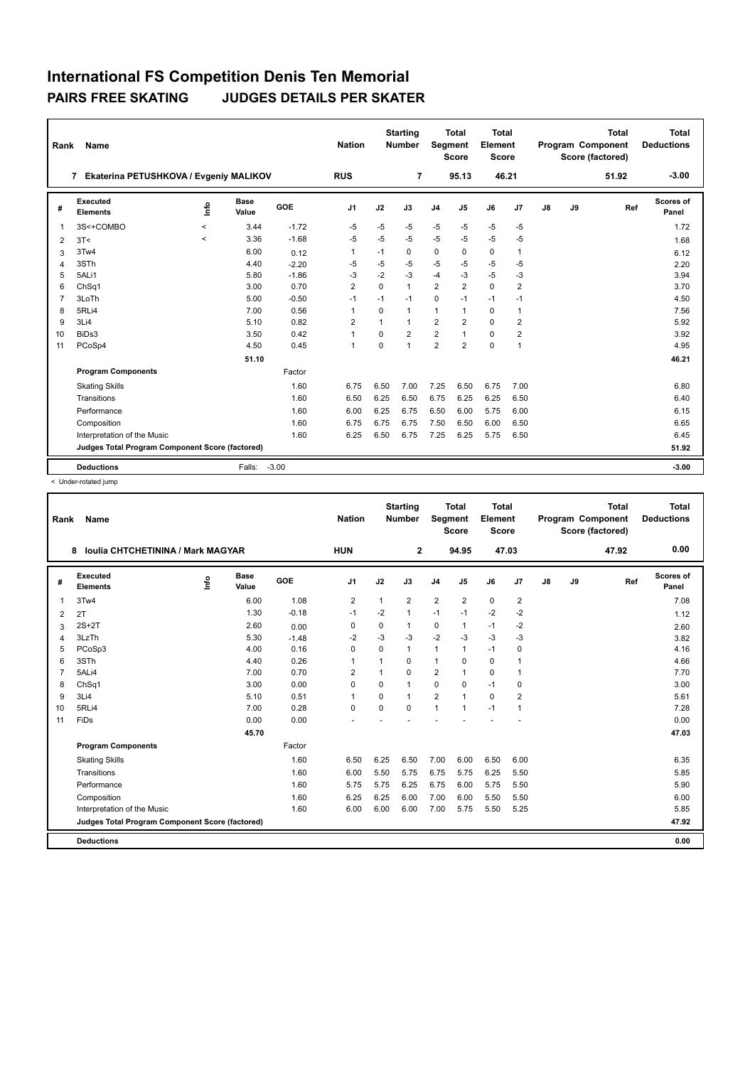# International FS Competition Denis Ten Memorial

## PAIRS FREE SKATING JUDGES DETAILS PER SKATER

| Rank | Name | Nation | Starting Number | Total Segment Score | Total Element Score | Total Program Component Score (factored) | Total Deductions |
|---|---|---|---|---|---|---|---|
| 7 | Ekaterina PETUSHKOVA / Evgeniy MALIKOV | RUS | 7 | 95.13 | 46.21 | 51.92 | -3.00 |

| # | Executed Elements | Info | Base Value | GOE | J1 | J2 | J3 | J4 | J5 | J6 | J7 | J8 | J9 | Ref | Scores of Panel |
|---|---|---|---|---|---|---|---|---|---|---|---|---|---|---|---|
| 1 | 3S<+COMBO | < | 3.44 | -1.72 | -5 | -5 | -5 | -5 | -5 | -5 | -5 | | | | 1.72 |
| 2 | 3T< | < | 3.36 | -1.68 | -5 | -5 | -5 | -5 | -5 | -5 | -5 | | | | 1.68 |
| 3 | 3Tw4 | | 6.00 | 0.12 | 1 | -1 | 0 | 0 | 0 | 0 | 1 | | | | 6.12 |
| 4 | 3STh | | 4.40 | -2.20 | -5 | -5 | -5 | -5 | -5 | -5 | -5 | | | | 2.20 |
| 5 | 5ALi1 | | 5.80 | -1.86 | -3 | -2 | -3 | -4 | -3 | -5 | -3 | | | | 3.94 |
| 6 | ChSq1 | | 3.00 | 0.70 | 2 | 0 | 1 | 2 | 2 | 0 | 2 | | | | 3.70 |
| 7 | 3LoTh | | 5.00 | -0.50 | -1 | -1 | -1 | 0 | -1 | -1 | -1 | | | | 4.50 |
| 8 | 5RLi4 | | 7.00 | 0.56 | 1 | 0 | 1 | 1 | 1 | 0 | 1 | | | | 7.56 |
| 9 | 3Li4 | | 5.10 | 0.82 | 2 | 1 | 1 | 2 | 2 | 0 | 2 | | | | 5.92 |
| 10 | BiDs3 | | 3.50 | 0.42 | 1 | 0 | 2 | 2 | 1 | 0 | 2 | | | | 3.92 |
| 11 | PCoSp4 | | 4.50 | 0.45 | 1 | 0 | 1 | 2 | 2 | 0 | 1 | | | | 4.95 |
| | | | 51.10 | | | | | | | | | | | | 46.21 |
| | **Program Components** | | | Factor | | | | | | | | | | | |
| | Skating Skills | | | 1.60 | 6.75 | 6.50 | 7.00 | 7.25 | 6.50 | 6.75 | 7.00 | | | | 6.80 |
| | Transitions | | | 1.60 | 6.50 | 6.25 | 6.50 | 6.75 | 6.25 | 6.25 | 6.50 | | | | 6.40 |
| | Performance | | | 1.60 | 6.00 | 6.25 | 6.75 | 6.50 | 6.00 | 5.75 | 6.00 | | | | 6.15 |
| | Composition | | | 1.60 | 6.75 | 6.75 | 6.75 | 7.50 | 6.50 | 6.00 | 6.50 | | | | 6.65 |
| | Interpretation of the Music | | | 1.60 | 6.25 | 6.50 | 6.75 | 7.25 | 6.25 | 5.75 | 6.50 | | | | 6.45 |
| | **Judges Total Program Component Score (factored)** | | | | | | | | | | | | | | 51.92 |
| | **Deductions** | | Falls: | -3.00 | | | | | | | | | | | -3.00 |

< Under-rotated jump

| Rank | Name | Nation | Starting Number | Total Segment Score | Total Element Score | Total Program Component Score (factored) | Total Deductions |
|---|---|---|---|---|---|---|---|
| 8 | Ioulia CHTCHETININA / Mark MAGYAR | HUN | 2 | 94.95 | 47.03 | 47.92 | 0.00 |

| # | Executed Elements | Info | Base Value | GOE | J1 | J2 | J3 | J4 | J5 | J6 | J7 | J8 | J9 | Ref | Scores of Panel |
|---|---|---|---|---|---|---|---|---|---|---|---|---|---|---|---|
| 1 | 3Tw4 | | 6.00 | 1.08 | 2 | 1 | 2 | 2 | 2 | 0 | 2 | | | | 7.08 |
| 2 | 2T | | 1.30 | -0.18 | -1 | -2 | 1 | -1 | -1 | -2 | -2 | | | | 1.12 |
| 3 | 2S+2T | | 2.60 | 0.00 | 0 | 0 | 1 | 0 | 1 | -1 | -2 | | | | 2.60 |
| 4 | 3LzTh | | 5.30 | -1.48 | -2 | -3 | -3 | -2 | -3 | -3 | -3 | | | | 3.82 |
| 5 | PCoSp3 | | 4.00 | 0.16 | 0 | 0 | 1 | 1 | 1 | -1 | 0 | | | | 4.16 |
| 6 | 3STh | | 4.40 | 0.26 | 1 | 1 | 0 | 1 | 0 | 0 | 1 | | | | 4.66 |
| 7 | 5ALi4 | | 7.00 | 0.70 | 2 | 1 | 0 | 2 | 1 | 0 | 1 | | | | 7.70 |
| 8 | ChSq1 | | 3.00 | 0.00 | 0 | 0 | 1 | 0 | 0 | -1 | 0 | | | | 3.00 |
| 9 | 3Li4 | | 5.10 | 0.51 | 1 | 0 | 1 | 2 | 1 | 0 | 2 | | | | 5.61 |
| 10 | 5RLi4 | | 7.00 | 0.28 | 0 | 0 | 0 | 1 | 1 | -1 | 1 | | | | 7.28 |
| 11 | FiDs | | 0.00 | 0.00 | - | - | - | - | - | - | - | | | | 0.00 |
| | | | 45.70 | | | | | | | | | | | | 47.03 |
| | **Program Components** | | | Factor | | | | | | | | | | | |
| | Skating Skills | | | 1.60 | 6.50 | 6.25 | 6.50 | 7.00 | 6.00 | 6.50 | 6.00 | | | | 6.35 |
| | Transitions | | | 1.60 | 6.00 | 5.50 | 5.75 | 6.75 | 5.75 | 6.25 | 5.50 | | | | 5.85 |
| | Performance | | | 1.60 | 5.75 | 5.75 | 6.25 | 6.75 | 6.00 | 5.75 | 5.50 | | | | 5.90 |
| | Composition | | | 1.60 | 6.25 | 6.25 | 6.00 | 7.00 | 6.00 | 5.50 | 5.50 | | | | 6.00 |
| | Interpretation of the Music | | | 1.60 | 6.00 | 6.00 | 6.00 | 7.00 | 5.75 | 5.50 | 5.25 | | | | 5.85 |
| | **Judges Total Program Component Score (factored)** | | | | | | | | | | | | | | 47.92 |
| | **Deductions** | | | | | | | | | | | | | | 0.00 |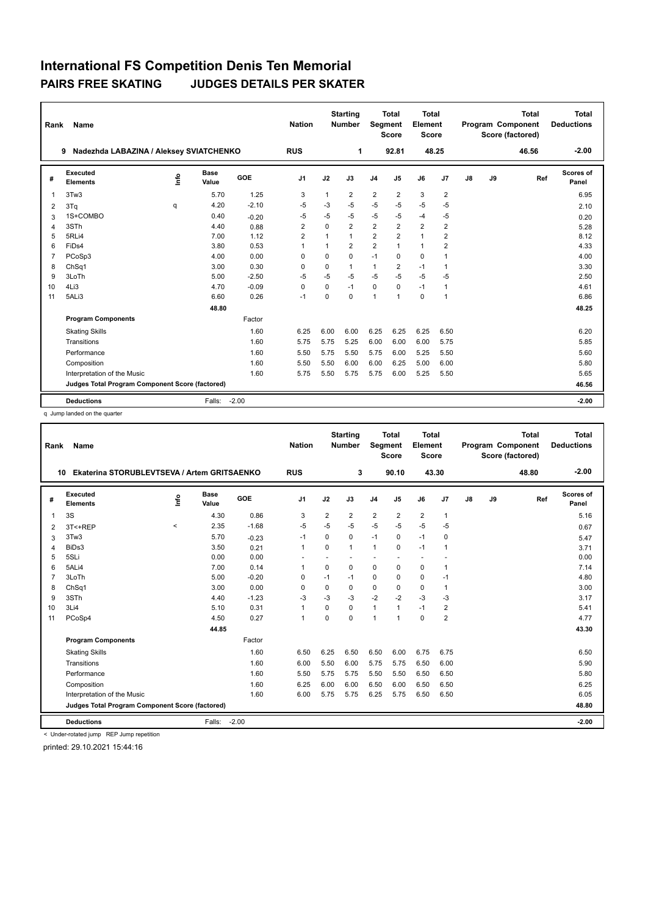# International FS Competition Denis Ten Memorial

## PAIRS FREE SKATING JUDGES DETAILS PER SKATER

| Rank | Name | Nation | Starting Number | Total Segment Score | Total Element Score | Total Program Component Score (factored) | Total Deductions |
|---|---|---|---|---|---|---|---|
| 9 | Nadezhda LABAZINA / Aleksey SVIATCHENKO | RUS | 1 | 92.81 | 48.25 | 46.56 | -2.00 |

| # | Executed Elements | Info | Base Value | GOE | J1 | J2 | J3 | J4 | J5 | J6 | J7 | J8 | J9 | Ref | Scores of Panel |
|---|---|---|---|---|---|---|---|---|---|---|---|---|---|---|---|
| 1 | 3Tw3 | | 5.70 | 1.25 | 3 | 1 | 2 | 2 | 2 | 3 | 2 | | | | 6.95 |
| 2 | 3Tq | q | 4.20 | -2.10 | -5 | -3 | -5 | -5 | -5 | -5 | -5 | | | | 2.10 |
| 3 | 1S+COMBO | | 0.40 | -0.20 | -5 | -5 | -5 | -5 | -5 | -4 | -5 | | | | 0.20 |
| 4 | 3STh | | 4.40 | 0.88 | 2 | 0 | 2 | 2 | 2 | 2 | 2 | | | | 5.28 |
| 5 | 5RLi4 | | 7.00 | 1.12 | 2 | 1 | 1 | 2 | 2 | 1 | 2 | | | | 8.12 |
| 6 | FiDs4 | | 3.80 | 0.53 | 1 | 1 | 2 | 2 | 1 | 1 | 2 | | | | 4.33 |
| 7 | PCoSp3 | | 4.00 | 0.00 | 0 | 0 | 0 | -1 | 0 | 0 | 1 | | | | 4.00 |
| 8 | ChSq1 | | 3.00 | 0.30 | 0 | 0 | 1 | 1 | 2 | -1 | 1 | | | | 3.30 |
| 9 | 3LoTh | | 5.00 | -2.50 | -5 | -5 | -5 | -5 | -5 | -5 | -5 | | | | 2.50 |
| 10 | 4Li3 | | 4.70 | -0.09 | 0 | 0 | -1 | 0 | 0 | -1 | 1 | | | | 4.61 |
| 11 | 5ALi3 | | 6.60 | 0.26 | -1 | 0 | 0 | 1 | 1 | 0 | 1 | | | | 6.86 |
| | | | 48.80 | | | | | | | | | | | | 48.25 |
| | **Program Components** | | | Factor | | | | | | | | | | | |
| | Skating Skills | | | 1.60 | 6.25 | 6.00 | 6.00 | 6.25 | 6.25 | 6.25 | 6.50 | | | | 6.20 |
| | Transitions | | | 1.60 | 5.75 | 5.75 | 5.25 | 6.00 | 6.00 | 6.00 | 5.75 | | | | 5.85 |
| | Performance | | | 1.60 | 5.50 | 5.75 | 5.50 | 5.75 | 6.00 | 5.25 | 5.50 | | | | 5.60 |
| | Composition | | | 1.60 | 5.50 | 5.50 | 6.00 | 6.00 | 6.25 | 5.00 | 6.00 | | | | 5.80 |
| | Interpretation of the Music | | | 1.60 | 5.75 | 5.50 | 5.75 | 5.75 | 6.00 | 5.25 | 5.50 | | | | 5.65 |
| | **Judges Total Program Component Score (factored)** | | | | | | | | | | | | | | 46.56 |
| | **Deductions** | | Falls: | -2.00 | | | | | | | | | | | -2.00 |

q Jump landed on the quarter

| Rank | Name | Nation | Starting Number | Total Segment Score | Total Element Score | Total Program Component Score (factored) | Total Deductions |
|---|---|---|---|---|---|---|---|
| 10 | Ekaterina STORUBLEVTSEVA / Artem GRITSAENKO | RUS | 3 | 90.10 | 43.30 | 48.80 | -2.00 |

| # | Executed Elements | Info | Base Value | GOE | J1 | J2 | J3 | J4 | J5 | J6 | J7 | J8 | J9 | Ref | Scores of Panel |
|---|---|---|---|---|---|---|---|---|---|---|---|---|---|---|---|
| 1 | 3S | | 4.30 | 0.86 | 3 | 2 | 2 | 2 | 2 | 2 | 1 | | | | 5.16 |
| 2 | 3T<+REP | < | 2.35 | -1.68 | -5 | -5 | -5 | -5 | -5 | -5 | -5 | | | | 0.67 |
| 3 | 3Tw3 | | 5.70 | -0.23 | -1 | 0 | 0 | -1 | 0 | -1 | 0 | | | | 5.47 |
| 4 | BiDs3 | | 3.50 | 0.21 | 1 | 0 | 1 | 1 | 0 | -1 | 1 | | | | 3.71 |
| 5 | 5SLi | | 0.00 | 0.00 | - | - | - | - | - | - | - | | | | 0.00 |
| 6 | 5ALi4 | | 7.00 | 0.14 | 1 | 0 | 0 | 0 | 0 | 0 | 1 | | | | 7.14 |
| 7 | 3LoTh | | 5.00 | -0.20 | 0 | -1 | -1 | 0 | 0 | 0 | -1 | | | | 4.80 |
| 8 | ChSq1 | | 3.00 | 0.00 | 0 | 0 | 0 | 0 | 0 | 0 | 1 | | | | 3.00 |
| 9 | 3STh | | 4.40 | -1.23 | -3 | -3 | -3 | -2 | -2 | -3 | -3 | | | | 3.17 |
| 10 | 3Li4 | | 5.10 | 0.31 | 1 | 0 | 0 | 1 | 1 | -1 | 2 | | | | 5.41 |
| 11 | PCoSp4 | | 4.50 | 0.27 | 1 | 0 | 0 | 1 | 1 | 0 | 2 | | | | 4.77 |
| | | | 44.85 | | | | | | | | | | | | 43.30 |
| | **Program Components** | | | Factor | | | | | | | | | | | |
| | Skating Skills | | | 1.60 | 6.50 | 6.25 | 6.50 | 6.50 | 6.00 | 6.75 | 6.75 | | | | 6.50 |
| | Transitions | | | 1.60 | 6.00 | 5.50 | 6.00 | 5.75 | 5.75 | 6.50 | 6.00 | | | | 5.90 |
| | Performance | | | 1.60 | 5.50 | 5.75 | 5.75 | 5.50 | 5.50 | 6.50 | 6.50 | | | | 5.80 |
| | Composition | | | 1.60 | 6.25 | 6.00 | 6.00 | 6.50 | 6.00 | 6.50 | 6.50 | | | | 6.25 |
| | Interpretation of the Music | | | 1.60 | 6.00 | 5.75 | 5.75 | 6.25 | 5.75 | 6.50 | 6.50 | | | | 6.05 |
| | **Judges Total Program Component Score (factored)** | | | | | | | | | | | | | | 48.80 |
| | **Deductions** | | Falls: | -2.00 | | | | | | | | | | | -2.00 |

< Under-rotated jump REP Jump repetition

printed: 29.10.2021 15:44:16